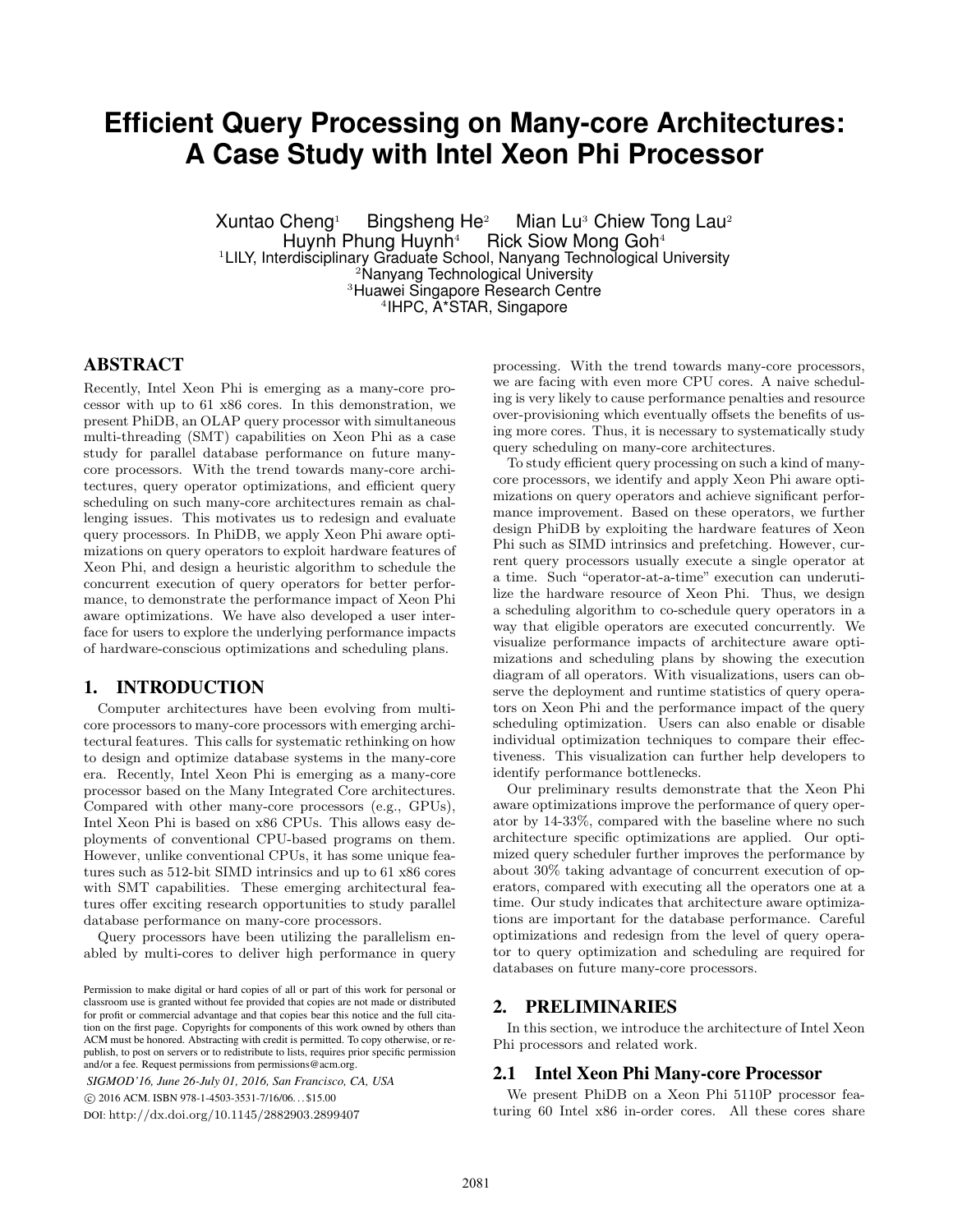# Efficient Query Processing on Many-core Architectures: A Case Study with Intel Xeon Phi Processor

Xuntao Cheng[1] Bingsheng He[2] Mian Lu[3] Chiew Tong Lau[2]
Huynh Phung Huynh[4] Rick Siow Mong Goh[4]

[1]LILY, Interdisciplinary Graduate School, Nanyang Technological University
[2]Nanyang Technological University
[3]Huawei Singapore Research Centre
[4]IHPC, A*STAR, Singapore

## ABSTRACT

Recently, Intel Xeon Phi is emerging as a many-core processor with up to 61 x86 cores. In this demonstration, we present PhiDB, an OLAP query processor with simultaneous multi-threading (SMT) capabilities on Xeon Phi as a case study for parallel database performance on future many-core processors. With the trend towards many-core architectures, query operator optimizations, and efficient query scheduling on such many-core architectures remain as challenging issues. This motivates us to redesign and evaluate query processors. In PhiDB, we apply Xeon Phi aware optimizations on query operators to exploit hardware features of Xeon Phi, and design a heuristic algorithm to schedule the concurrent execution of query operators for better performance, to demonstrate the performance impact of Xeon Phi aware optimizations. We have also developed a user interface for users to explore the underlying performance impacts of hardware-conscious optimizations and scheduling plans.

## 1. INTRODUCTION

Computer architectures have been evolving from multi-core processors to many-core processors with emerging architectural features. This calls for systematic rethinking on how to design and optimize database systems in the many-core era. Recently, Intel Xeon Phi is emerging as a many-core processor based on the Many Integrated Core architectures. Compared with other many-core processors (e.g., GPUs), Intel Xeon Phi is based on x86 CPUs. This allows easy deployments of conventional CPU-based programs on them. However, unlike conventional CPUs, it has some unique features such as 512-bit SIMD intrinsics and up to 61 x86 cores with SMT capabilities. These emerging architectural features offer exciting research opportunities to study parallel database performance on many-core processors.

Query processors have been utilizing the parallelism enabled by multi-cores to deliver high performance in query processing. With the trend towards many-core processors, we are facing with even more CPU cores. A naive scheduling is very likely to cause performance penalties and resource over-provisioning which eventually offsets the benefits of using more cores. Thus, it is necessary to systematically study query scheduling on many-core architectures.

To study efficient query processing on such a kind of many-core processors, we identify and apply Xeon Phi aware optimizations on query operators and achieve significant performance improvement. Based on these operators, we further design PhiDB by exploiting the hardware features of Xeon Phi such as SIMD intrinsics and prefetching. However, current query processors usually execute a single operator at a time. Such "operator-at-a-time" execution can underutilize the hardware resource of Xeon Phi. Thus, we design a scheduling algorithm to co-schedule query operators in a way that eligible operators are executed concurrently. We visualize performance impacts of architecture aware optimizations and scheduling plans by showing the execution diagram of all operators. With visualizations, users can observe the deployment and runtime statistics of query operators on Xeon Phi and the performance impact of the query scheduling optimization. Users can also enable or disable individual optimization techniques to compare their effectiveness. This visualization can further help developers to identify performance bottlenecks.

Our preliminary results demonstrate that the Xeon Phi aware optimizations improve the performance of query operator by 14-33%, compared with the baseline where no such architecture specific optimizations are applied. Our optimized query scheduler further improves the performance by about 30% taking advantage of concurrent execution of operators, compared with executing all the operators one at a time. Our study indicates that architecture aware optimizations are important for the database performance. Careful optimizations and redesign from the level of query operator to query optimization and scheduling are required for databases on future many-core processors.

Permission to make digital or hard copies of all or part of this work for personal or classroom use is granted without fee provided that copies are not made or distributed for profit or commercial advantage and that copies bear this notice and the full citation on the first page. Copyrights for components of this work owned by others than ACM must be honored. Abstracting with credit is permitted. To copy otherwise, or republish, to post on servers or to redistribute to lists, requires prior specific permission and/or a fee. Request permissions from permissions@acm.org.

*SIGMOD'16, June 26-July 01, 2016, San Francisco, CA, USA*
© 2016 ACM. ISBN 978-1-4503-3531-7/16/06...$15.00
DOI: http://dx.doi.org/10.1145/2882903.2899407

## 2. PRELIMINARIES

In this section, we introduce the architecture of Intel Xeon Phi processors and related work.

### 2.1 Intel Xeon Phi Many-core Processor

We present PhiDB on a Xeon Phi 5110P processor featuring 60 Intel x86 in-order cores. All these cores share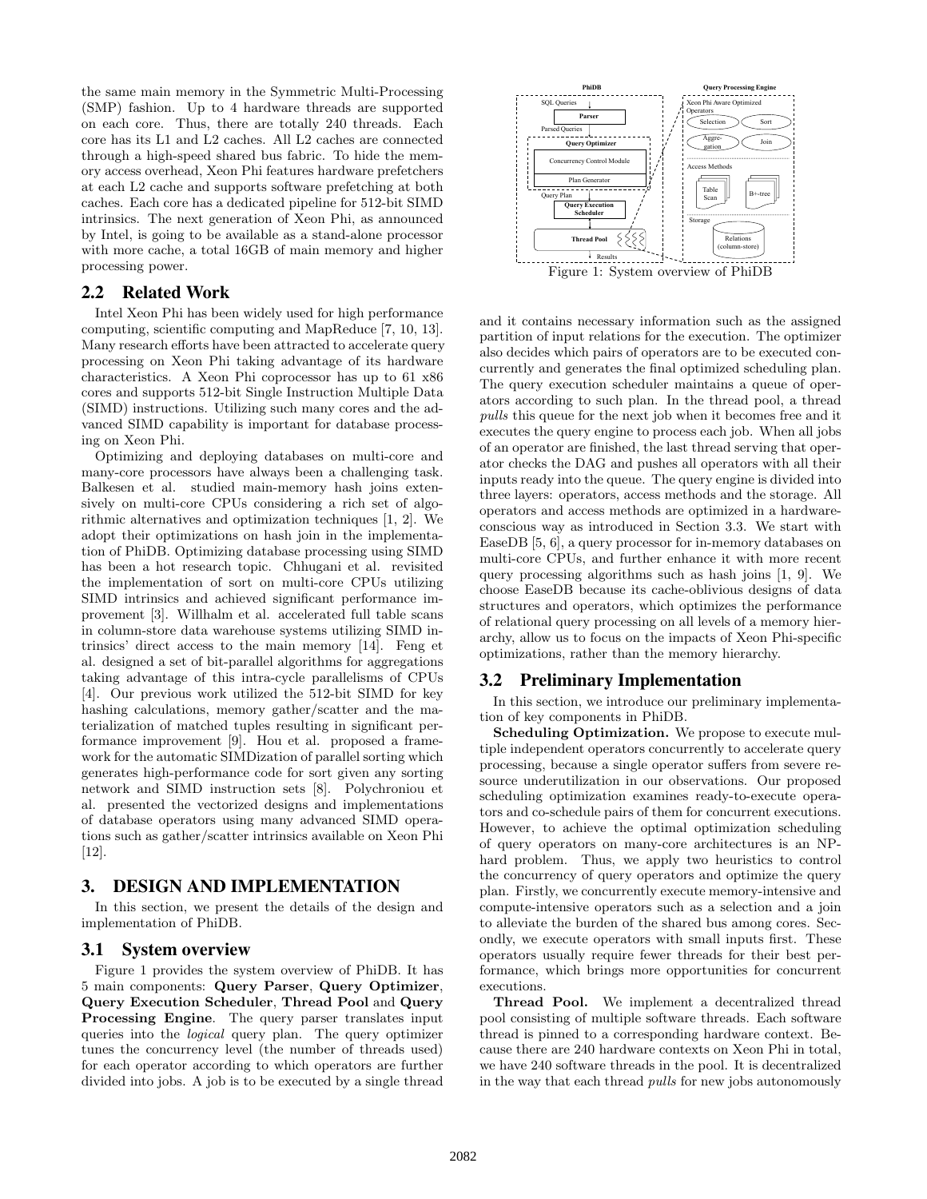the same main memory in the Symmetric Multi-Processing (SMP) fashion. Up to 4 hardware threads are supported on each core. Thus, there are totally 240 threads. Each core has its L1 and L2 caches. All L2 caches are connected through a high-speed shared bus fabric. To hide the memory access overhead, Xeon Phi features hardware prefetchers at each L2 cache and supports software prefetching at both caches. Each core has a dedicated pipeline for 512-bit SIMD intrinsics. The next generation of Xeon Phi, as announced by Intel, is going to be available as a stand-alone processor with more cache, a total 16GB of main memory and higher processing power.

## 2.2 Related Work

Intel Xeon Phi has been widely used for high performance computing, scientific computing and MapReduce [7, 10, 13]. Many research efforts have been attracted to accelerate query processing on Xeon Phi taking advantage of its hardware characteristics. A Xeon Phi coprocessor has up to 61 x86 cores and supports 512-bit Single Instruction Multiple Data (SIMD) instructions. Utilizing such many cores and the advanced SIMD capability is important for database processing on Xeon Phi.

Optimizing and deploying databases on multi-core and many-core processors have always been a challenging task. Balkesen et al. studied main-memory hash joins extensively on multi-core CPUs considering a rich set of algorithmic alternatives and optimization techniques [1, 2]. We adopt their optimizations on hash join in the implementation of PhiDB. Optimizing database processing using SIMD has been a hot research topic. Chhugani et al. revisited the implementation of sort on multi-core CPUs utilizing SIMD intrinsics and achieved significant performance improvement [3]. Willhalm et al. accelerated full table scans in column-store data warehouse systems utilizing SIMD intrinsics' direct access to the main memory [14]. Feng et al. designed a set of bit-parallel algorithms for aggregations taking advantage of this intra-cycle parallelisms of CPUs [4]. Our previous work utilized the 512-bit SIMD for key hashing calculations, memory gather/scatter and the materialization of matched tuples resulting in significant performance improvement [9]. Hou et al. proposed a framework for the automatic SIMDization of parallel sorting which generates high-performance code for sort given any sorting network and SIMD instruction sets [8]. Polychroniou et al. presented the vectorized designs and implementations of database operators using many advanced SIMD operations such as gather/scatter intrinsics available on Xeon Phi [12].

# 3. DESIGN AND IMPLEMENTATION

In this section, we present the details of the design and implementation of PhiDB.

## 3.1 System overview

Figure 1 provides the system overview of PhiDB. It has 5 main components: **Query Parser**, **Query Optimizer**, **Query Execution Scheduler**, **Thread Pool** and **Query Processing Engine**. The query parser translates input queries into the *logical* query plan. The query optimizer tunes the concurrency level (the number of threads used) for each operator according to which operators are further divided into jobs. A job is to be executed by a single thread and it contains necessary information such as the assigned partition of input relations for the execution. The optimizer also decides which pairs of operators are to be executed concurrently and generates the final optimized scheduling plan. The query execution scheduler maintains a queue of operators according to such plan. In the thread pool, a thread *pulls* this queue for the next job when it becomes free and it executes the query engine to process each job. When all jobs of an operator are finished, the last thread serving that operator checks the DAG and pushes all operators with all their inputs ready into the queue. The query engine is divided into three layers: operators, access methods and the storage. All operators and access methods are optimized in a hardware-conscious way as introduced in Section 3.3. We start with EaseDB [5, 6], a query processor for in-memory databases on multi-core CPUs, and further enhance it with more recent query processing algorithms such as hash joins [1, 9]. We choose EaseDB because its cache-oblivious designs of data structures and operators, which optimizes the performance of relational query processing on all levels of a memory hierarchy, allow us to focus on the impacts of Xeon Phi-specific optimizations, rather than the memory hierarchy.

Figure 1: System overview of PhiDB

## 3.2 Preliminary Implementation

In this section, we introduce our preliminary implementation of key components in PhiDB.

**Scheduling Optimization.** We propose to execute multiple independent operators concurrently to accelerate query processing, because a single operator suffers from severe resource underutilization in our observations. Our proposed scheduling optimization examines ready-to-execute operators and co-schedule pairs of them for concurrent executions. However, to achieve the optimal optimization scheduling of query operators on many-core architectures is an NP-hard problem. Thus, we apply two heuristics to control the concurrency of query operators and optimize the query plan. Firstly, we concurrently execute memory-intensive and compute-intensive operators such as a selection and a join to alleviate the burden of the shared bus among cores. Secondly, we execute operators with small inputs first. These operators usually require fewer threads for their best performance, which brings more opportunities for concurrent executions.

**Thread Pool.** We implement a decentralized thread pool consisting of multiple software threads. Each software thread is pinned to a corresponding hardware context. Because there are 240 hardware contexts on Xeon Phi in total, we have 240 software threads in the pool. It is decentralized in the way that each thread *pulls* for new jobs autonomously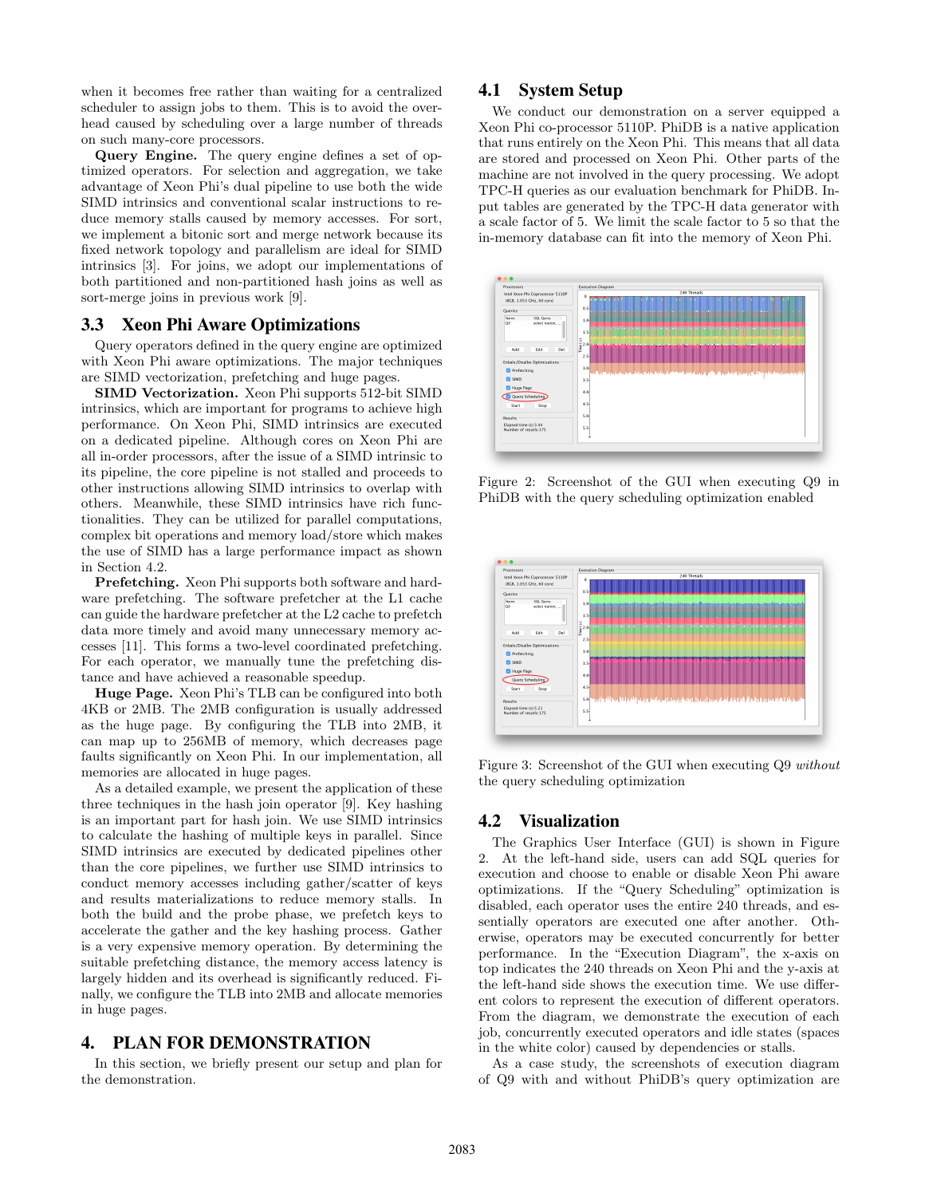when it becomes free rather than waiting for a centralized scheduler to assign jobs to them. This is to avoid the overhead caused by scheduling over a large number of threads on such many-core processors.

**Query Engine.** The query engine defines a set of optimized operators. For selection and aggregation, we take advantage of Xeon Phi's dual pipeline to use both the wide SIMD intrinsics and conventional scalar instructions to reduce memory stalls caused by memory accesses. For sort, we implement a bitonic sort and merge network because its fixed network topology and parallelism are ideal for SIMD intrinsics [3]. For joins, we adopt our implementations of both partitioned and non-partitioned hash joins as well as sort-merge joins in previous work [9].

## 3.3 Xeon Phi Aware Optimizations

Query operators defined in the query engine are optimized with Xeon Phi aware optimizations. The major techniques are SIMD vectorization, prefetching and huge pages.

**SIMD Vectorization.** Xeon Phi supports 512-bit SIMD intrinsics, which are important for programs to achieve high performance. On Xeon Phi, SIMD intrinsics are executed on a dedicated pipeline. Although cores on Xeon Phi are all in-order processors, after the issue of a SIMD intrinsic to its pipeline, the core pipeline is not stalled and proceeds to other instructions allowing SIMD intrinsics to overlap with others. Meanwhile, these SIMD intrinsics have rich functionalities. They can be utilized for parallel computations, complex bit operations and memory load/store which makes the use of SIMD has a large performance impact as shown in Section 4.2.

**Prefetching.** Xeon Phi supports both software and hardware prefetching. The software prefetcher at the L1 cache can guide the hardware prefetcher at the L2 cache to prefetch data more timely and avoid many unnecessary memory accesses [11]. This forms a two-level coordinated prefetching. For each operator, we manually tune the prefetching distance and have achieved a reasonable speedup.

**Huge Page.** Xeon Phi's TLB can be configured into both 4KB or 2MB. The 2MB configuration is usually addressed as the huge page. By configuring the TLB into 2MB, it can map up to 256MB of memory, which decreases page faults significantly on Xeon Phi. In our implementation, all memories are allocated in huge pages.

As a detailed example, we present the application of these three techniques in the hash join operator [9]. Key hashing is an important part for hash join. We use SIMD intrinsics to calculate the hashing of multiple keys in parallel. Since SIMD intrinsics are executed by dedicated pipelines other than the core pipelines, we further use SIMD intrinsics to conduct memory accesses including gather/scatter of keys and results materializations to reduce memory stalls. In both the build and the probe phase, we prefetch keys to accelerate the gather and the key hashing process. Gather is a very expensive memory operation. By determining the suitable prefetching distance, the memory access latency is largely hidden and its overhead is significantly reduced. Finally, we configure the TLB into 2MB and allocate memories in huge pages.

# 4. PLAN FOR DEMONSTRATION

In this section, we briefly present our setup and plan for the demonstration.

## 4.1 System Setup

We conduct our demonstration on a server equipped a Xeon Phi co-processor 5110P. PhiDB is a native application that runs entirely on the Xeon Phi. This means that all data are stored and processed on Xeon Phi. Other parts of the machine are not involved in the query processing. We adopt TPC-H queries as our evaluation benchmark for PhiDB. Input tables are generated by the TPC-H data generator with a scale factor of 5. We limit the scale factor to 5 so that the in-memory database can fit into the memory of Xeon Phi.

Figure 2: Screenshot of the GUI when executing Q9 in PhiDB with the query scheduling optimization enabled

Figure 3: Screenshot of the GUI when executing Q9 *without* the query scheduling optimization

## 4.2 Visualization

The Graphics User Interface (GUI) is shown in Figure 2. At the left-hand side, users can add SQL queries for execution and choose to enable or disable Xeon Phi aware optimizations. If the "Query Scheduling" optimization is disabled, each operator uses the entire 240 threads, and essentially operators are executed one after another. Otherwise, operators may be executed concurrently for better performance. In the "Execution Diagram", the x-axis on top indicates the 240 threads on Xeon Phi and the y-axis at the left-hand side shows the execution time. We use different colors to represent the execution of different operators. From the diagram, we demonstrate the execution of each job, the currently executed operators and idle states (spaces in the white color) caused by dependencies or stalls.

As a case study, the screenshots of execution diagram of Q9 with and without PhiDB's query optimization are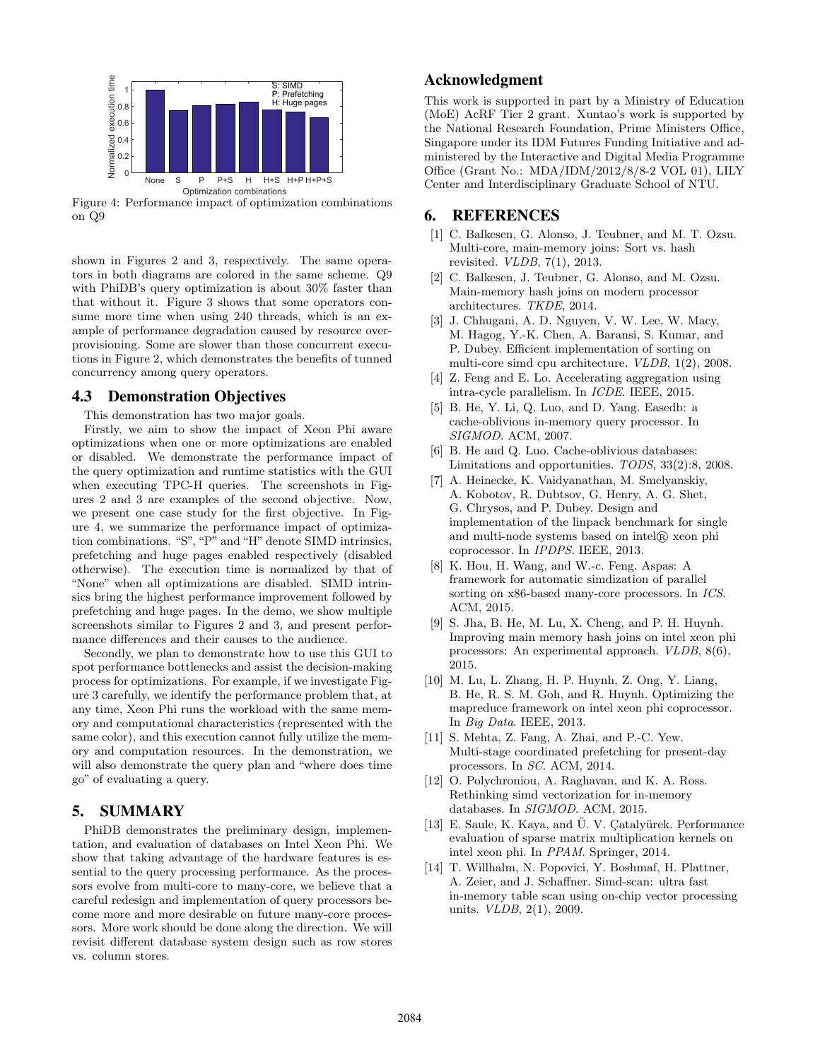Normalized execution time

1

0.8

0.6

0.4

0.2

0

None S P P+S H H+S H+P H+P+S

Optimization combinations

S: SIMD
P: Prefetching
H: Huge pages

Figure 4: Performance impact of optimization combinations on Q9

shown in Figures 2 and 3, respectively. The same operators in both diagrams are colored in the same scheme. Q9 with PhiDB's query optimization is about 30% faster than that without it. Figure 3 shows that some operators consume more time when using 240 threads, which is an example of performance degradation caused by resource overprovisioning. Some are slower than those concurrent executions in Figure 2, which demonstrates the benefits of tunned concurrency among query operators.

### 4.3 Demonstration Objectives

This demonstration has two major goals.

Firstly, we aim to show the impact of Xeon Phi aware optimizations when one or more optimizations are enabled or disabled. We demonstrate the performance impact of the query optimization and runtime statistics with the GUI when executing TPC-H queries. The screenshots in Figures 2 and 3 are examples of the second objective. Now, we present one case study for the first objective. In Figure 4, we summarize the performance impact of optimization combinations. "S", "P" and "H" denote SIMD intrinsics, prefetching and huge pages enabled respectively (disabled otherwise). The execution time is normalized by that of "None" when all optimizations are disabled. SIMD intrinsics bring the highest performance improvement followed by prefetching and huge pages. In the demo, we show multiple screenshots similar to Figures 2 and 3, and present performance differences and their causes to the audience.

Secondly, we plan to demonstrate how to use this GUI to spot performance bottlenecks and assist the decision-making process for optimizations. For example, if we investigate Figure 3 carefully, we identify the performance problem that, at any time, Xeon Phi runs the workload with the same memory and computational characteristics (represented with the same color), and this execution cannot fully utilize the memory and computation resources. In the demonstration, we will also demonstrate the query plan and "where does time go" of evaluating a query.

## 5. SUMMARY

PhiDB demonstrates the preliminary design, implementation, and evaluation of databases on Intel Xeon Phi. We show that taking advantage of the hardware features is essential to the query processing performance. As the processors evolve from multi-core to many-core, we believe that a careful redesign and implementation of query processors become more and more desirable on future many-core processors. More work should be done along the direction. We will revisit different database system design such as row stores vs. column stores.

## Acknowledgment

This work is supported in part by a Ministry of Education (MoE) AcRF Tier 2 grant. Xuntao's work is supported by the National Research Foundation, Prime Ministers Office, Singapore under its IDM Futures Funding Initiative and administered by the Interactive and Digital Media Programme Office (Grant No.: MDA/IDM/2012/8/8-2 VOL 01), LILY Center and Interdisciplinary Graduate School of NTU.

## 6. REFERENCES

[1] C. Balkesen, G. Alonso, J. Teubner, and M. T. Ozsu. Multi-core, main-memory joins: Sort vs. hash revisited. *VLDB*, 7(1), 2013.

[2] C. Balkesen, J. Teubner, G. Alonso, and M. Ozsu. Main-memory hash joins on modern processor architectures. *TKDE*, 2014.

[3] J. Chhugani, A. D. Nguyen, V. W. Lee, W. Macy, M. Hagog, Y.-K. Chen, A. Baransi, S. Kumar, and P. Dubey. Efficient implementation of sorting on multi-core simd cpu architecture. *VLDB*, 1(2), 2008.

[4] Z. Feng and E. Lo. Accelerating aggregation using intra-cycle parallelism. In *ICDE*. IEEE, 2015.

[5] B. He, Y. Li, Q. Luo, and D. Yang. Easedb: a cache-oblivious in-memory query processor. In *SIGMOD*. ACM, 2007.

[6] B. He and Q. Luo. Cache-oblivious databases: Limitations and opportunities. *TODS*, 33(2):8, 2008.

[7] A. Heinecke, K. Vaidyanathan, M. Smelyanskiy, A. Kobotov, R. Dubtsov, G. Henry, A. G. Shet, G. Chrysos, and P. Dubey. Design and implementation of the linpack benchmark for single and multi-node systems based on intel® xeon phi coprocessor. In *IPDPS*. IEEE, 2013.

[8] K. Hou, H. Wang, and W.-c. Feng. Aspas: A framework for automatic simdization of parallel sorting on x86-based many-core processors. In *ICS*. ACM, 2015.

[9] S. Jha, B. He, M. Lu, X. Cheng, and P. H. Huynh. Improving main memory hash joins on intel xeon phi processors: An experimental approach. *VLDB*, 8(6), 2015.

[10] M. Lu, L. Zhang, H. P. Huynh, Z. Ong, Y. Liang, B. He, R. S. M. Goh, and R. Huynh. Optimizing the mapreduce framework on intel xeon phi coprocessor. In *Big Data*. IEEE, 2013.

[11] S. Mehta, Z. Fang, A. Zhai, and P.-C. Yew. Multi-stage coordinated prefetching for present-day processors. In *SC*. ACM, 2014.

[12] O. Polychroniou, A. Raghavan, and K. A. Ross. Rethinking simd vectorization for in-memory databases. In *SIGMOD*. ACM, 2015.

[13] E. Saule, K. Kaya, and Ü. V. Çatalyürek. Performance evaluation of sparse matrix multiplication kernels on intel xeon phi. In *PPAM*. Springer, 2014.

[14] T. Willhalm, N. Popovici, Y. Boshmaf, H. Plattner, A. Zeier, and J. Schaffner. Simd-scan: ultra fast in-memory table scan using on-chip vector processing units. *VLDB*, 2(1), 2009.